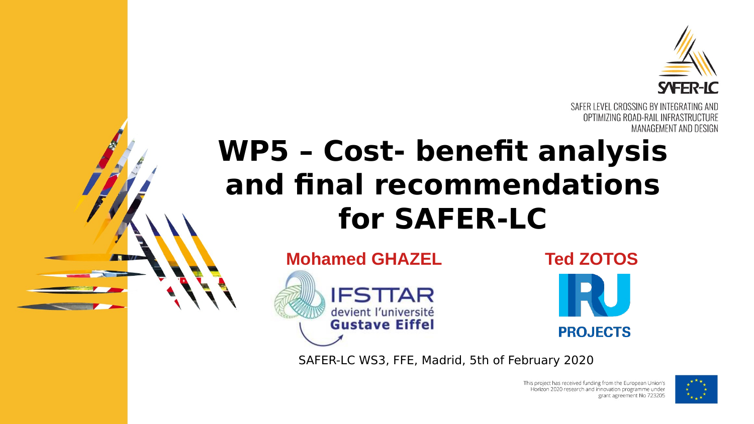SAFER-LC

SAFER LEVEL CROSSING BY INTEGRATING AND OPTIMIZING ROAD-RAIL INFRASTRUCTURE MANAGEMENT AND DESIGN

# WP5 – Cost- benefit analysis and final recommendations for SAFER-LC

**Mohamed GHAZEL**

IFSTTAR devient l'université Gustave Eiffel

**Ted ZOTOS**

IRU PROJECTS

SAFER-LC WS3, FFE, Madrid, 5th of February 2020

This project has received funding from the European Union's Horizon 2020 research and innovation programme under grant agreement No 723205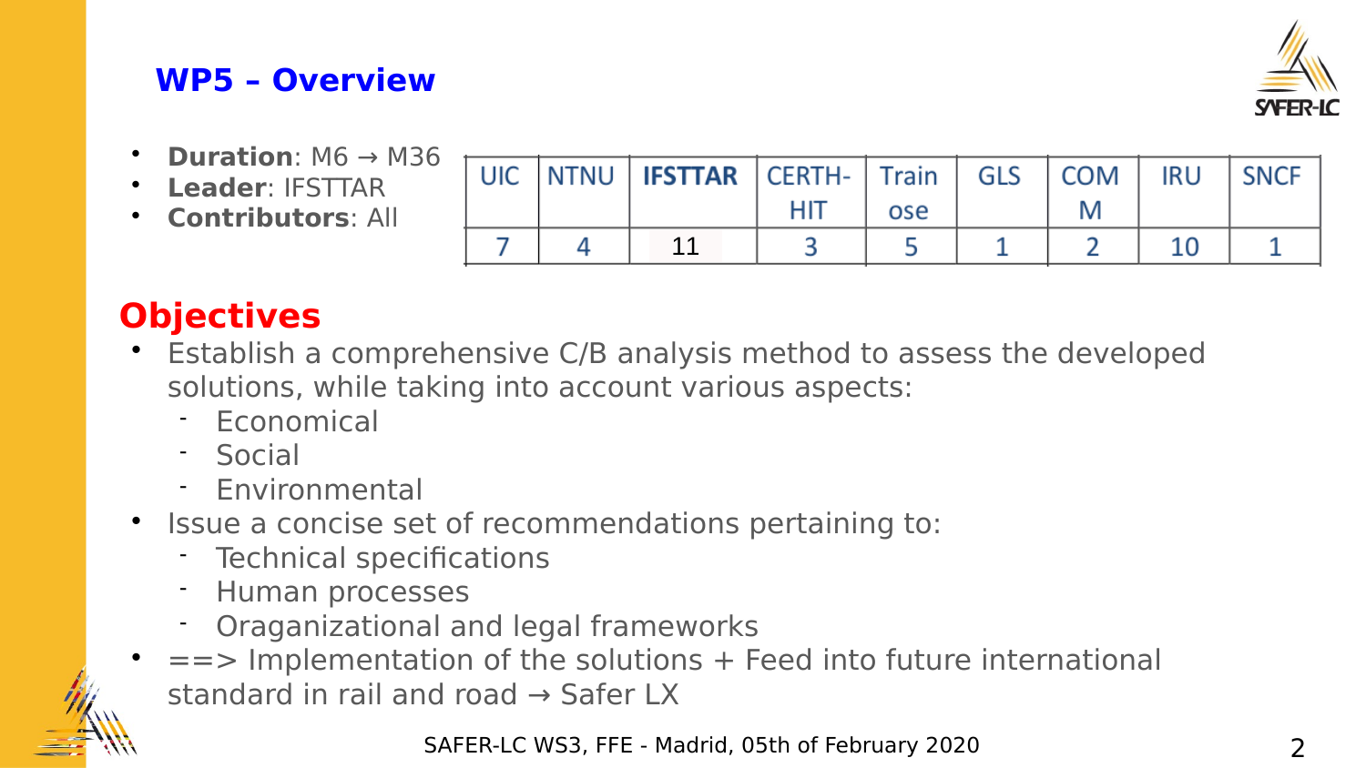## WP5 – Overview

- **Duration**: M6 → M36
- **Leader**: IFSTTAR
- **Contributors**: All

| UIC | NTNU | **IFSTTAR** | CERTH-HIT | Trainose | GLS | COMM | IRU | SNCF |
|---|---|---|---|---|---|---|---|---|
| 7 | 4 | 11 | 3 | 5 | 1 | 2 | 10 | 1 |

## Objectives

- Establish a comprehensive C/B analysis method to assess the developed solutions, while taking into account various aspects:
  - Economical
  - Social
  - Environmental
- Issue a concise set of recommendations pertaining to:
  - Technical specifications
  - Human processes
  - Oraganizational and legal frameworks
- ==> Implementation of the solutions + Feed into future international standard in rail and road → Safer LX

SAFER-LC WS3, FFE - Madrid, 05th of February 2020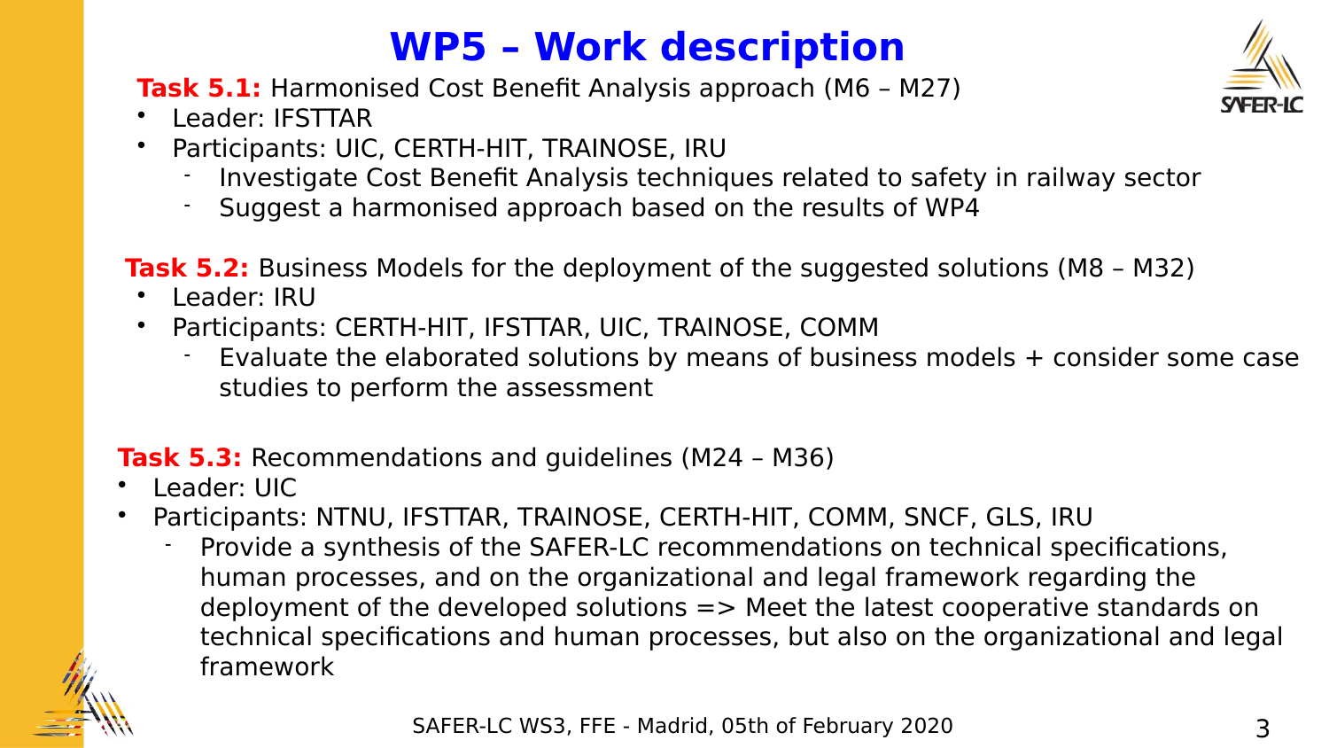# WP5 – Work description

**Task 5.1:** Harmonised Cost Benefit Analysis approach (M6 – M27)

- Leader: IFSTTAR
- Participants: UIC, CERTH-HIT, TRAINOSE, IRU
  - Investigate Cost Benefit Analysis techniques related to safety in railway sector
  - Suggest a harmonised approach based on the results of WP4

**Task 5.2:** Business Models for the deployment of the suggested solutions (M8 – M32)

- Leader: IRU
- Participants: CERTH-HIT, IFSTTAR, UIC, TRAINOSE, COMM
  - Evaluate the elaborated solutions by means of business models + consider some case studies to perform the assessment

**Task 5.3:** Recommendations and guidelines (M24 – M36)

- Leader: UIC
- Participants: NTNU, IFSTTAR, TRAINOSE, CERTH-HIT, COMM, SNCF, GLS, IRU
  - Provide a synthesis of the SAFER-LC recommendations on technical specifications, human processes, and on the organizational and legal framework regarding the deployment of the developed solutions => Meet the latest cooperative standards on technical specifications and human processes, but also on the organizational and legal framework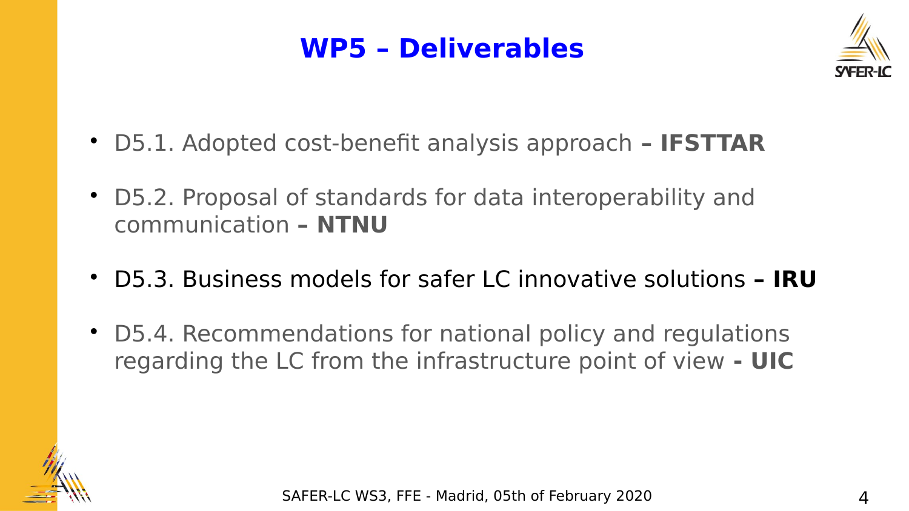# WP5 – Deliverables

- D5.1. Adopted cost-benefit analysis approach **– IFSTTAR**
- D5.2. Proposal of standards for data interoperability and communication **– NTNU**
- D5.3. Business models for safer LC innovative solutions **– IRU**
- D5.4. Recommendations for national policy and regulations regarding the LC from the infrastructure point of view **- UIC**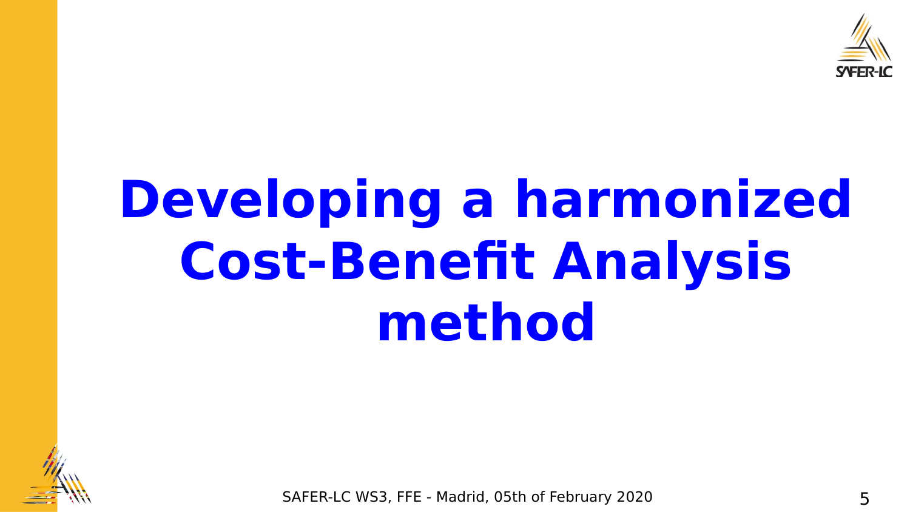# Developing a harmonized Cost-Benefit Analysis method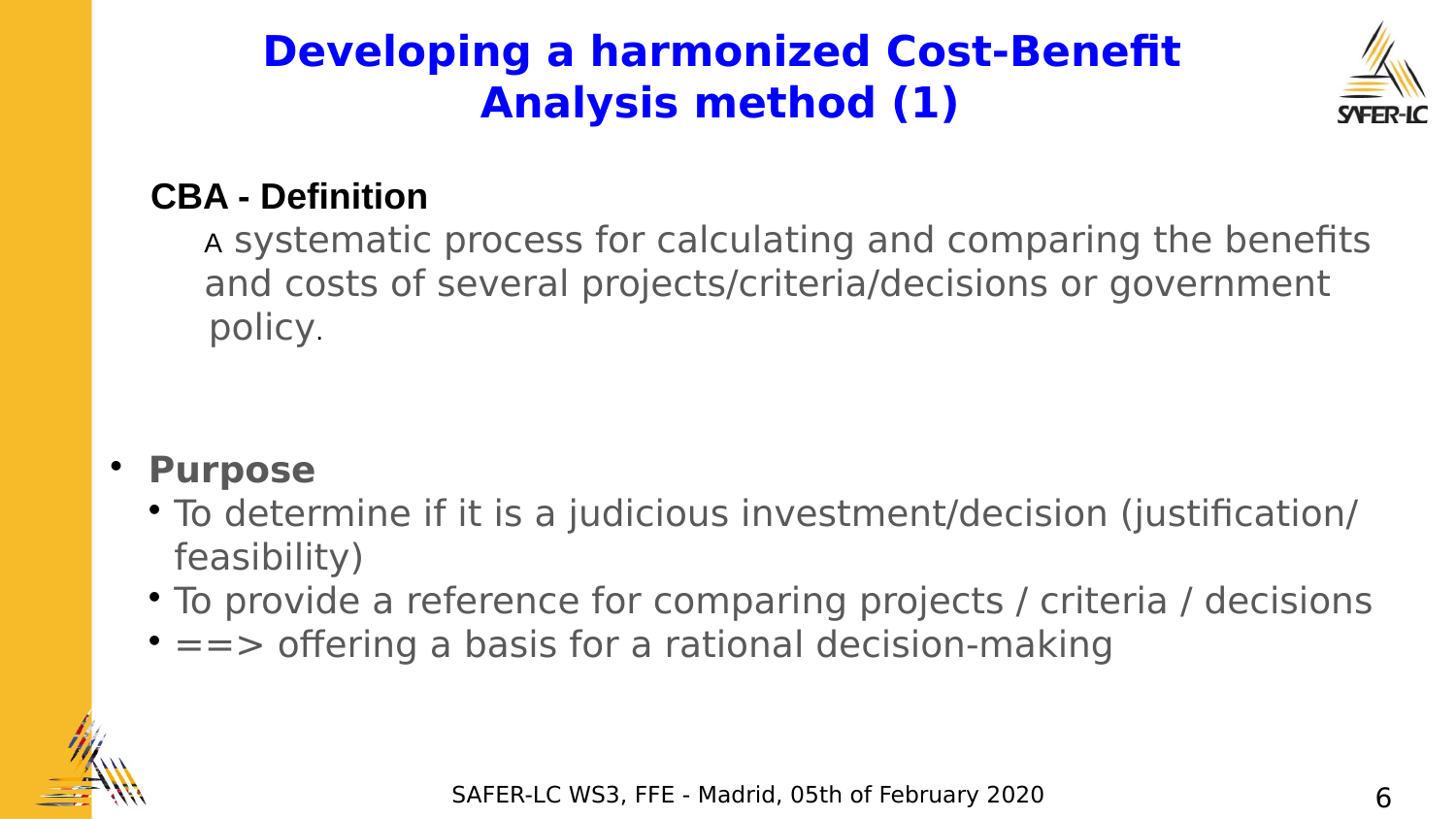# Developing a harmonized Cost-Benefit Analysis method (1)

**CBA - Definition**

A systematic process for calculating and comparing the benefits and costs of several projects/criteria/decisions or government policy.

- **Purpose**
  - To determine if it is a judicious investment/decision (justification/ feasibility)
  - To provide a reference for comparing projects / criteria / decisions
  - ==> offering a basis for a rational decision-making

SAFER-LC WS3, FFE - Madrid, 05th of February 2020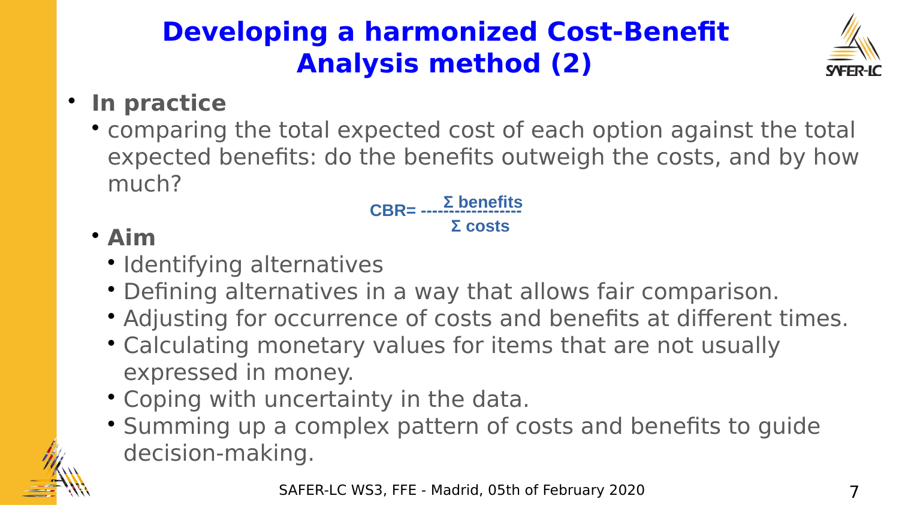# Developing a harmonized Cost-Benefit Analysis method (2)

- **In practice**
  - comparing the total expected cost of each option against the total expected benefits: do the benefits outweigh the costs, and by how much?

$$CBR = \frac{\Sigma \text{ benefits}}{\Sigma \text{ costs}}$$

  - **Aim**
    - Identifying alternatives
    - Defining alternatives in a way that allows fair comparison.
    - Adjusting for occurrence of costs and benefits at different times.
    - Calculating monetary values for items that are not usually expressed in money.
    - Coping with uncertainty in the data.
    - Summing up a complex pattern of costs and benefits to guide decision-making.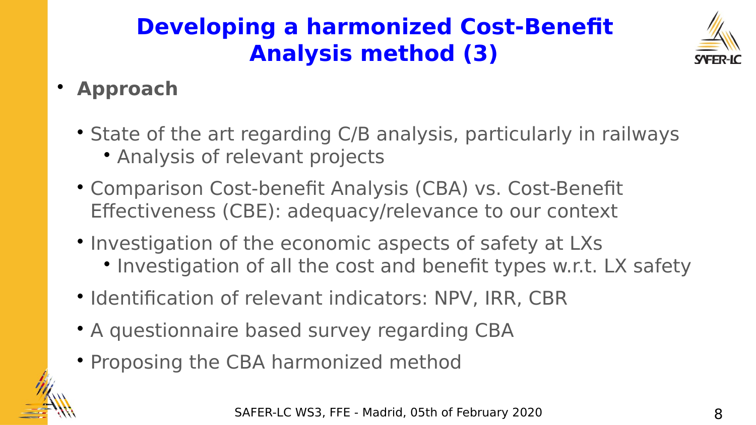# Developing a harmonized Cost-Benefit Analysis method (3)

- **Approach**
  - State of the art regarding C/B analysis, particularly in railways
    - Analysis of relevant projects
  - Comparison Cost-benefit Analysis (CBA) vs. Cost-Benefit Effectiveness (CBE): adequacy/relevance to our context
  - Investigation of the economic aspects of safety at LXs
    - Investigation of all the cost and benefit types w.r.t. LX safety
  - Identification of relevant indicators: NPV, IRR, CBR
  - A questionnaire based survey regarding CBA
  - Proposing the CBA harmonized method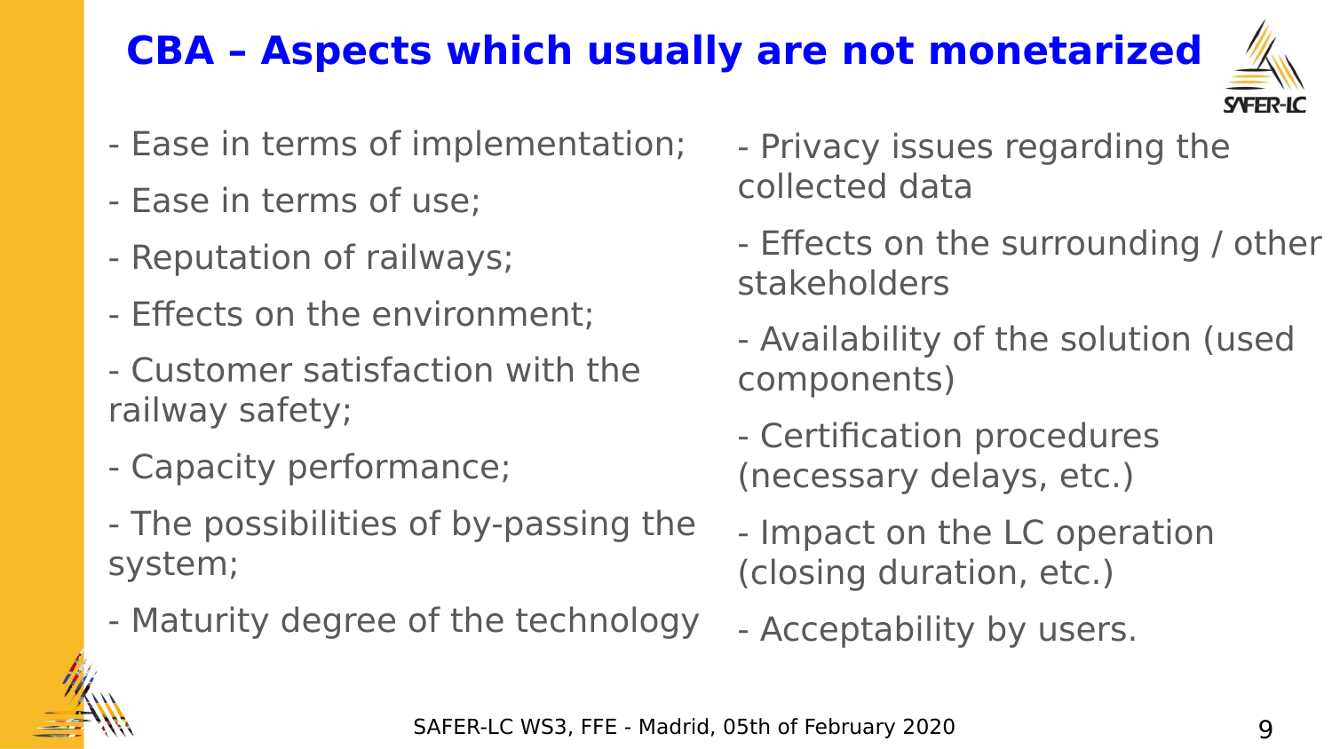# CBA – Aspects which usually are not monetarized

- Ease in terms of implementation;
- Ease in terms of use;
- Reputation of railways;
- Effects on the environment;
- Customer satisfaction with the railway safety;
- Capacity performance;
- The possibilities of by-passing the system;
- Maturity degree of the technology
- Privacy issues regarding the collected data
- Effects on the surrounding / other stakeholders
- Availability of the solution (used components)
- Certification procedures (necessary delays, etc.)
- Impact on the LC operation (closing duration, etc.)
- Acceptability by users.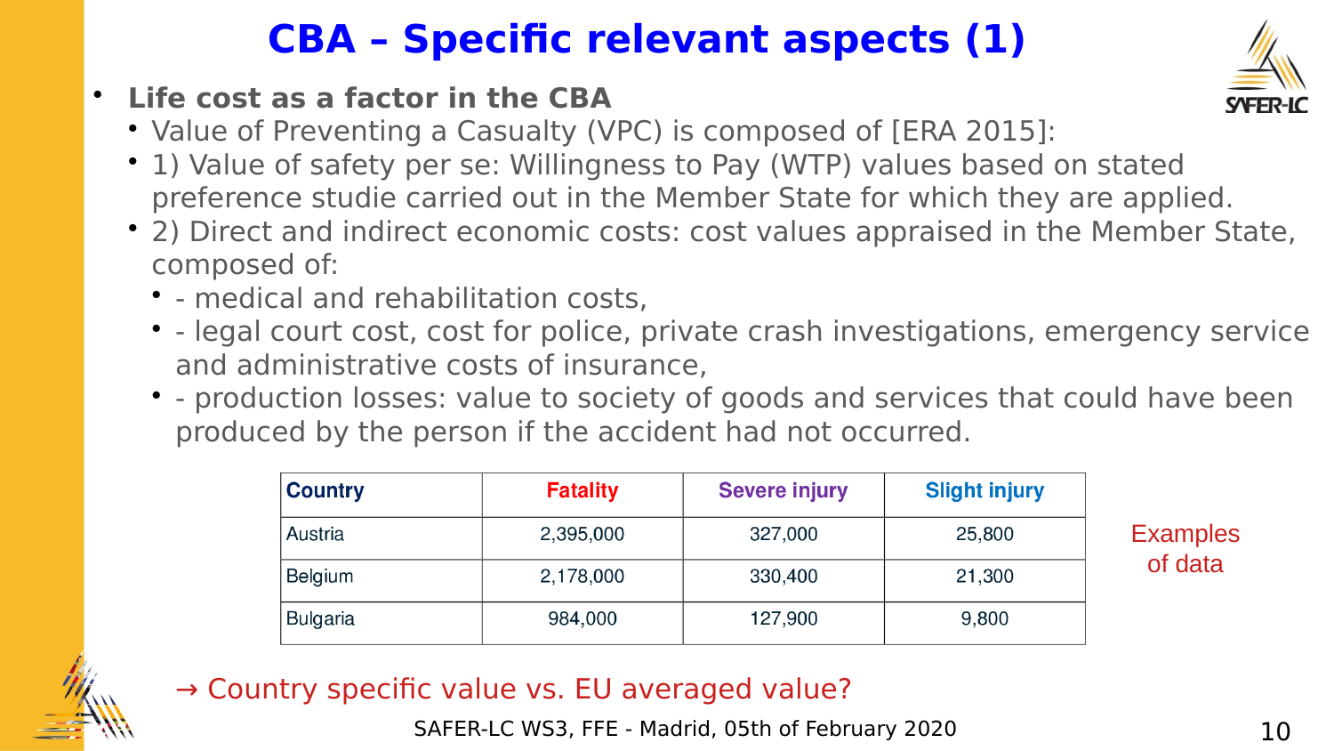# CBA – Specific relevant aspects (1)

- **Life cost as a factor in the CBA**
  - Value of Preventing a Casualty (VPC) is composed of [ERA 2015]:
  - 1) Value of safety per se: Willingness to Pay (WTP) values based on stated preference studie carried out in the Member State for which they are applied.
  - 2) Direct and indirect economic costs: cost values appraised in the Member State, composed of:
    - - medical and rehabilitation costs,
    - - legal court cost, cost for police, private crash investigations, emergency service and administrative costs of insurance,
    - - production losses: value to society of goods and services that could have been produced by the person if the accident had not occurred.

| Country | Fatality | Severe injury | Slight injury |
|---|---|---|---|
| Austria | 2,395,000 | 327,000 | 25,800 |
| Belgium | 2,178,000 | 330,400 | 21,300 |
| Bulgaria | 984,000 | 127,900 | 9,800 |

Examples of data

→ Country specific value vs. EU averaged value?

SAFER-LC WS3, FFE - Madrid, 05th of February 2020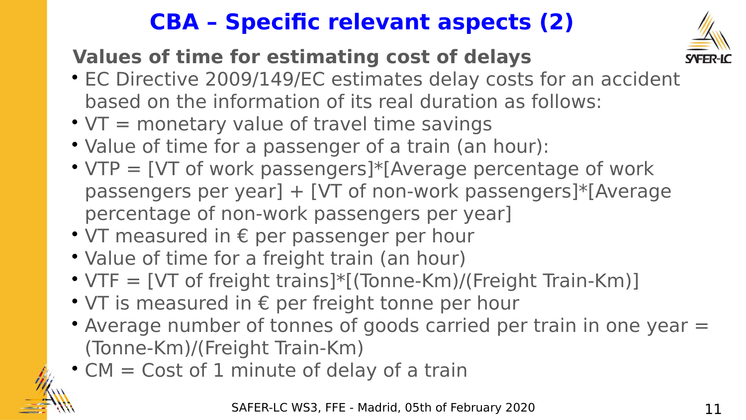# CBA – Specific relevant aspects (2)

## Values of time for estimating cost of delays

- EC Directive 2009/149/EC estimates delay costs for an accident based on the information of its real duration as follows:
- VT = monetary value of travel time savings
- Value of time for a passenger of a train (an hour):
- VTP = [VT of work passengers]*[Average percentage of work passengers per year] + [VT of non-work passengers]*[Average percentage of non-work passengers per year]
- VT measured in € per passenger per hour
- Value of time for a freight train (an hour)
- VTF = [VT of freight trains]*[(Tonne-Km)/(Freight Train-Km)]
- VT is measured in € per freight tonne per hour
- Average number of tonnes of goods carried per train in one year = (Tonne-Km)/(Freight Train-Km)
- CM = Cost of 1 minute of delay of a train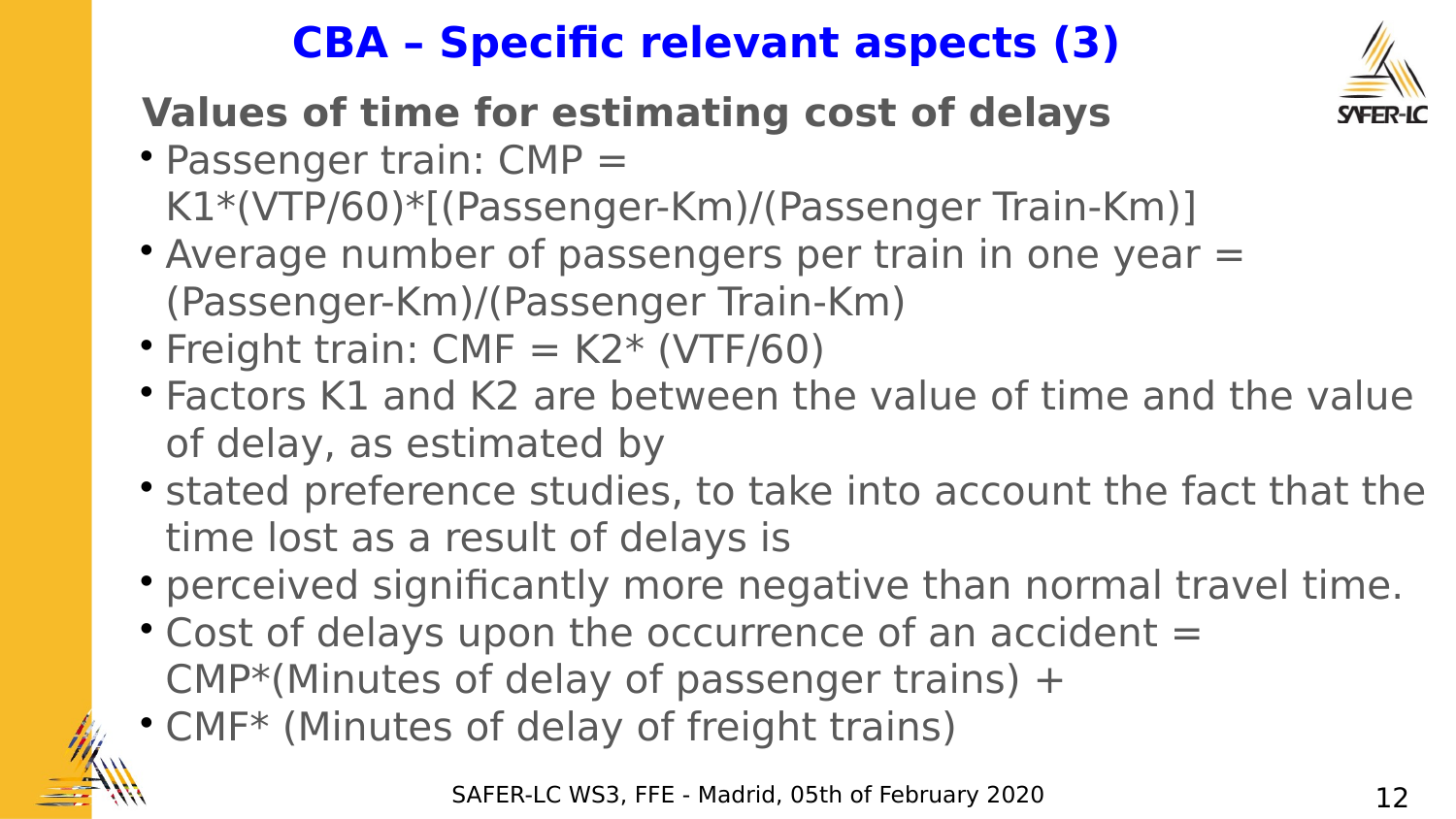# CBA – Specific relevant aspects (3)

## Values of time for estimating cost of delays

- Passenger train: $CMP = K1*(VTP/60)*[(Passenger\text{-}Km)/(Passenger\ Train\text{-}Km)]$
- Average number of passengers per train in one year = (Passenger-Km)/(Passenger Train-Km)
- Freight train: $CMF = K2*(VTF/60)$
- Factors K1 and K2 are between the value of time and the value of delay, as estimated by
- stated preference studies, to take into account the fact that the time lost as a result of delays is
- perceived significantly more negative than normal travel time.
- Cost of delays upon the occurrence of an accident = CMP*(Minutes of delay of passenger trains) +
- CMF* (Minutes of delay of freight trains)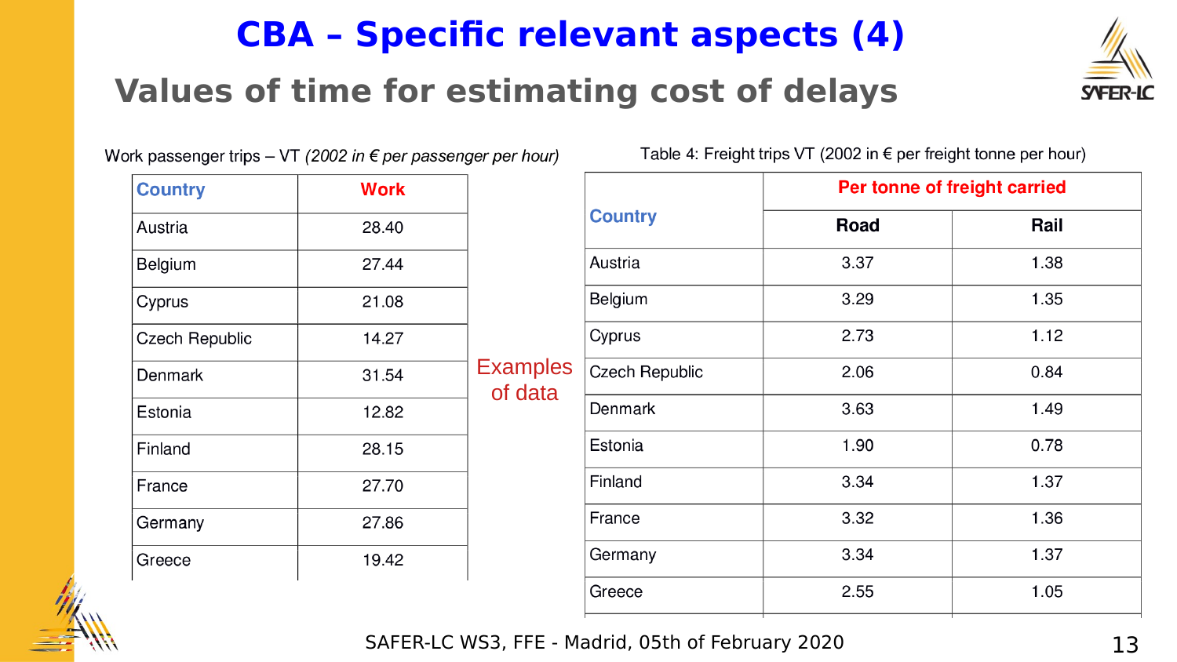# CBA – Specific relevant aspects (4)

## Values of time for estimating cost of delays

Work passenger trips – VT *(2002 in € per passenger per hour)*

| Country | Work |
|---|---|
| Austria | 28.40 |
| Belgium | 27.44 |
| Cyprus | 21.08 |
| Czech Republic | 14.27 |
| Denmark | 31.54 |
| Estonia | 12.82 |
| Finland | 28.15 |
| France | 27.70 |
| Germany | 27.86 |
| Greece | 19.42 |

Examples of data

Table 4: Freight trips VT (2002 in € per freight tonne per hour)

| Country | Per tonne of freight carried | |
|---|---|---|
| | Road | Rail |
| Austria | 3.37 | 1.38 |
| Belgium | 3.29 | 1.35 |
| Cyprus | 2.73 | 1.12 |
| Czech Republic | 2.06 | 0.84 |
| Denmark | 3.63 | 1.49 |
| Estonia | 1.90 | 0.78 |
| Finland | 3.34 | 1.37 |
| France | 3.32 | 1.36 |
| Germany | 3.34 | 1.37 |
| Greece | 2.55 | 1.05 |

SAFER-LC WS3, FFE - Madrid, 05th of February 2020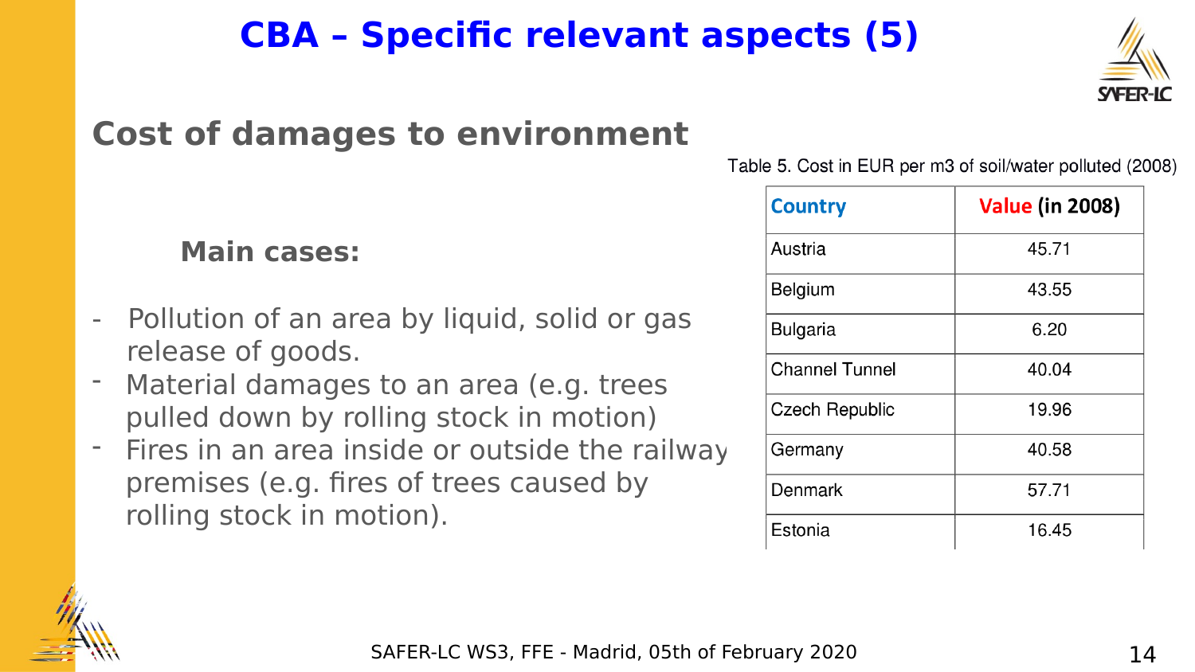# CBA – Specific relevant aspects (5)

## Cost of damages to environment

**Main cases:**

- Pollution of an area by liquid, solid or gas release of goods.
- Material damages to an area (e.g. trees pulled down by rolling stock in motion)
- Fires in an area inside or outside the railway premises (e.g. fires of trees caused by rolling stock in motion).

Table 5. Cost in EUR per m3 of soil/water polluted (2008)

| Country | Value (in 2008) |
|---|---|
| Austria | 45.71 |
| Belgium | 43.55 |
| Bulgaria | 6.20 |
| Channel Tunnel | 40.04 |
| Czech Republic | 19.96 |
| Germany | 40.58 |
| Denmark | 57.71 |
| Estonia | 16.45 |

SAFER-LC WS3, FFE - Madrid, 05th of February 2020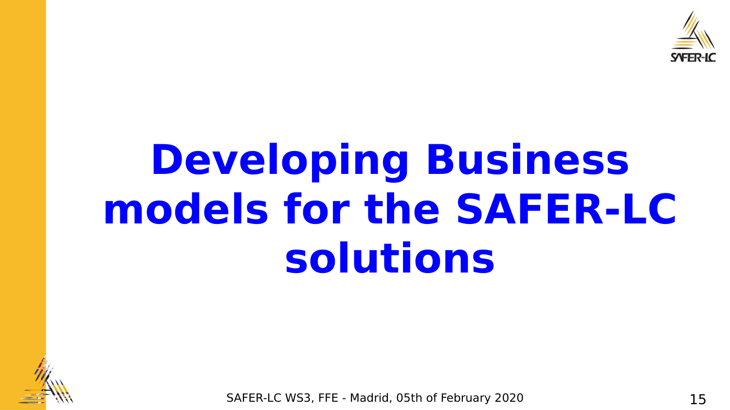# Developing Business models for the SAFER-LC solutions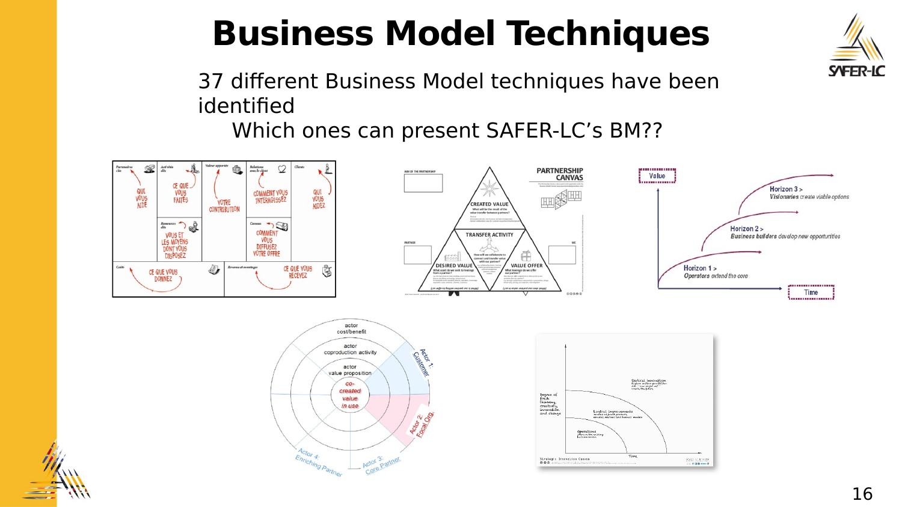# Business Model Techniques

37 different Business Model techniques have been identified

Which ones can present SAFER-LC's BM??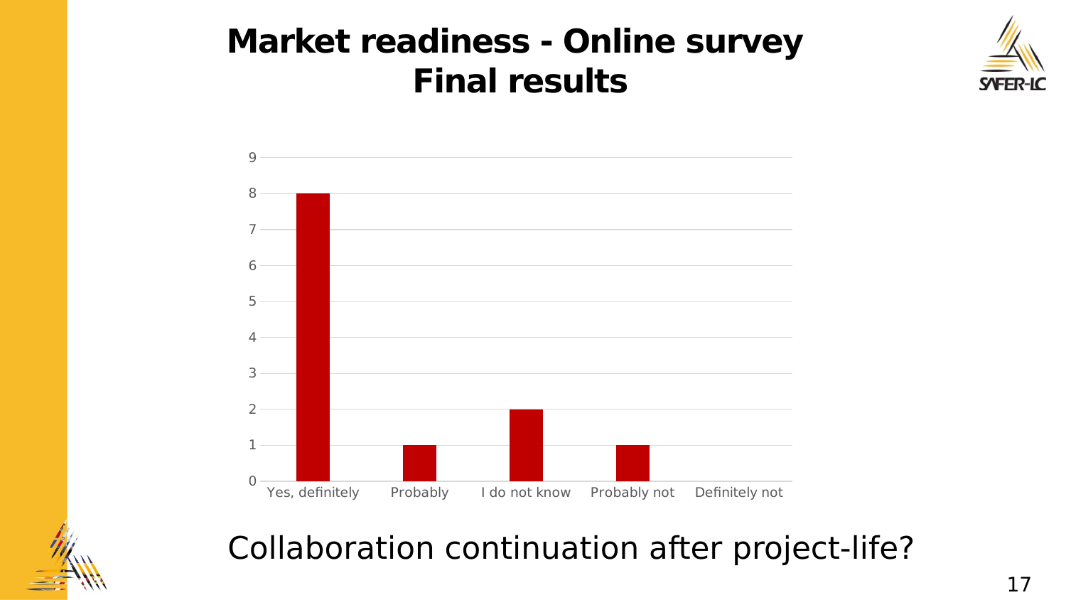# Market readiness - Online survey
# Final results

| Response | Count |
|---|---|
| Yes, definitely | 8 |
| Probably | 1 |
| I do not know | 2 |
| Probably not | 1 |
| Definitely not | 0 |

Collaboration continuation after project-life?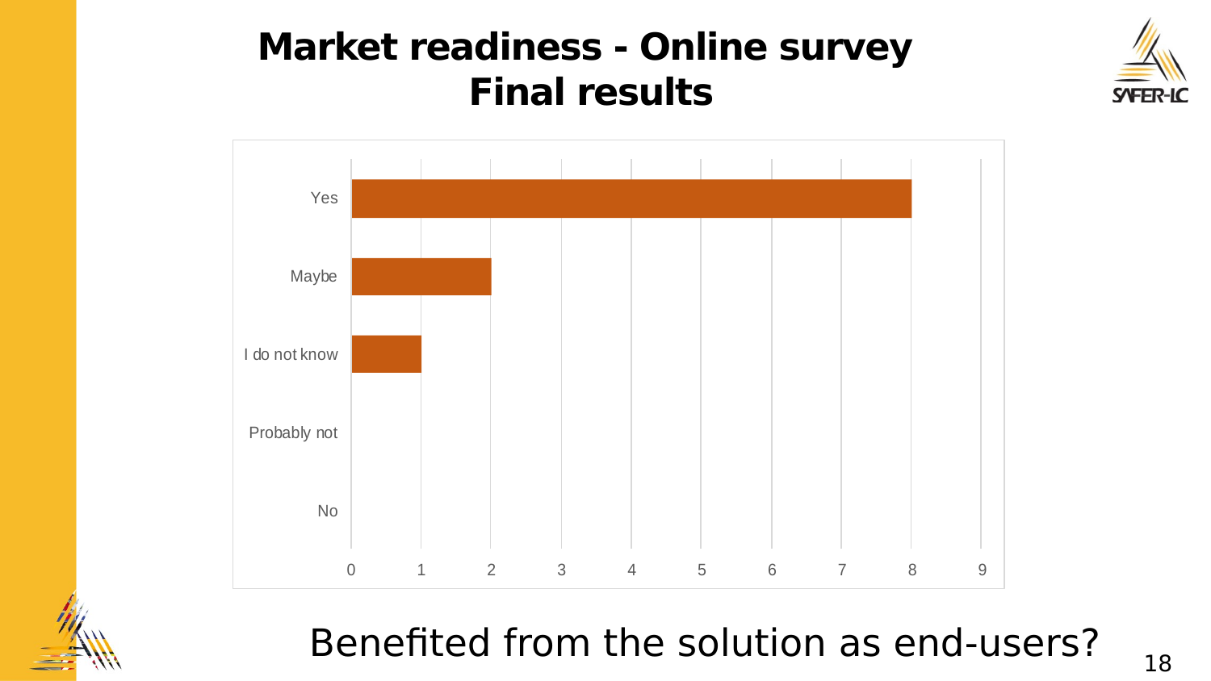# Market readiness - Online survey
# Final results

| Response | Count |
|---|---|
| Yes | 8 |
| Maybe | 2 |
| I do not know | 1 |
| Probably not | 0 |
| No | 0 |

Benefited from the solution as end-users?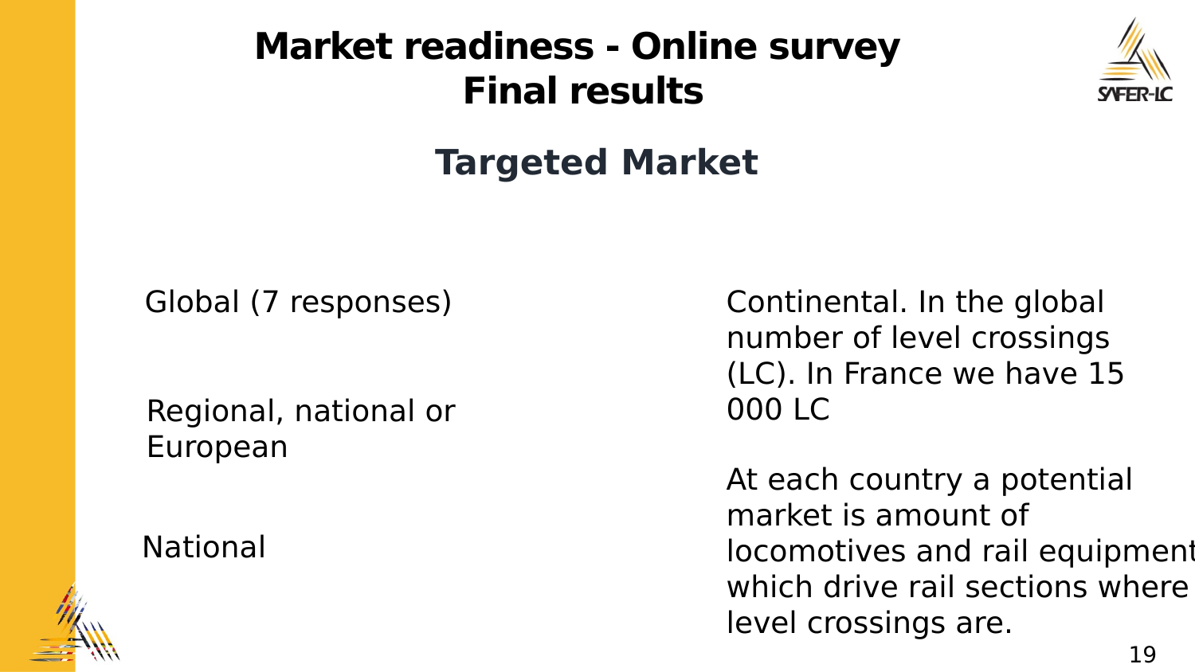# Market readiness - Online survey
# Final results

## Targeted Market

Global (7 responses)

Regional, national or European

National

Continental. In the global number of level crossings (LC). In France we have 15 000 LC

At each country a potential market is amount of locomotives and rail equipment which drive rail sections where level crossings are.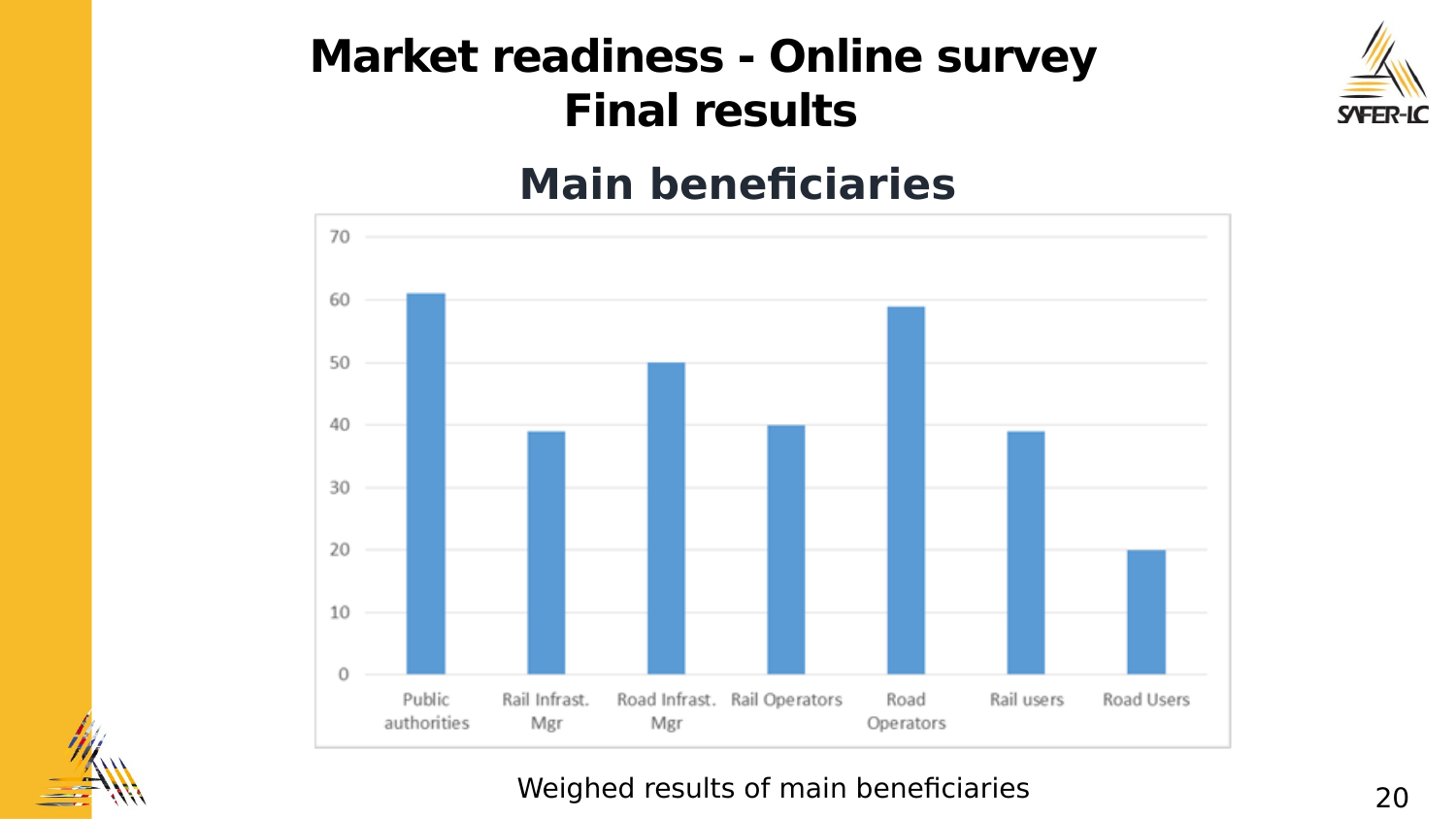# Market readiness - Online survey Final results

## Main beneficiaries

| Category | Value |
| --- | --- |
| Public authorities | 61 |
| Rail Infrast. Mgr | 39 |
| Road Infrast. Mgr | 50 |
| Rail Operators | 40 |
| Road Operators | 59 |
| Rail users | 39 |
| Road Users | 20 |

Weighed results of main beneficiaries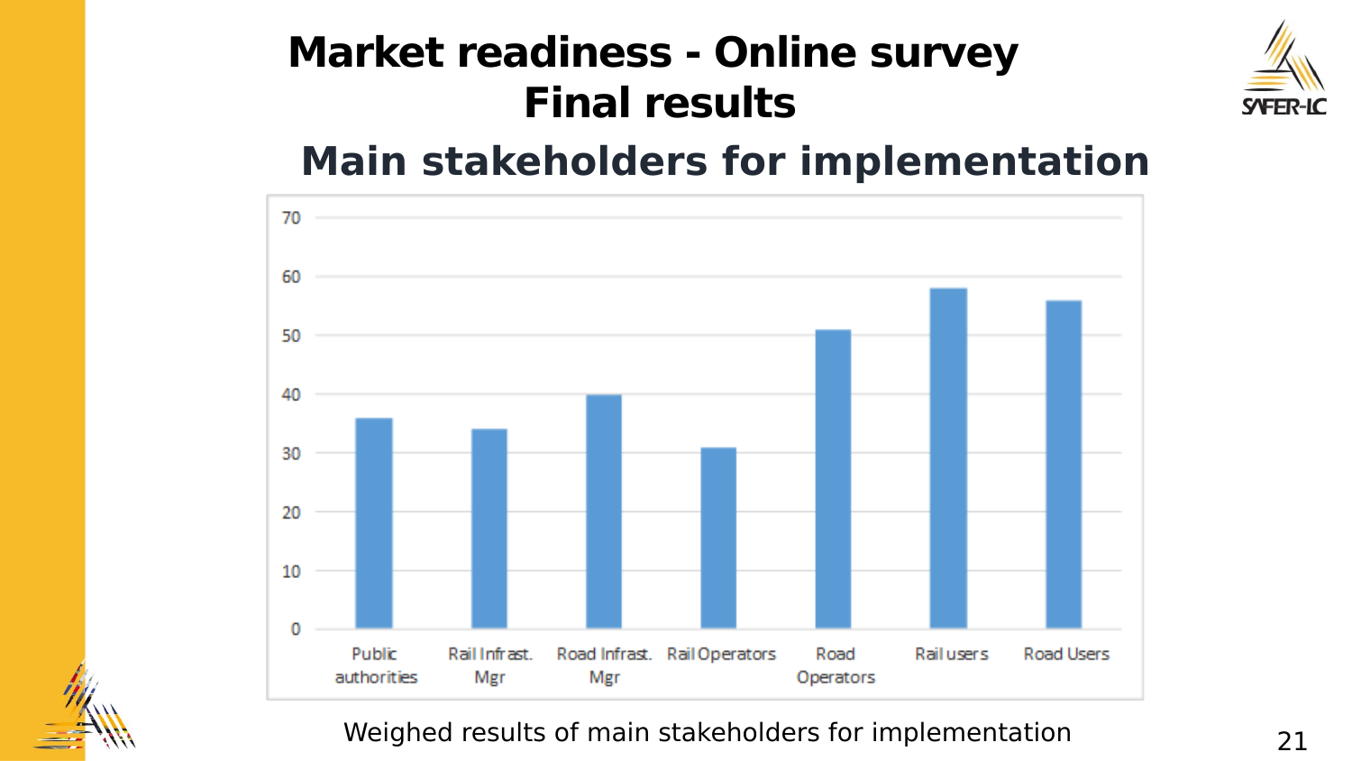# Market readiness - Online survey
# Final results

## Main stakeholders for implementation

| Stakeholder | Value |
|---|---|
| Public authorities | 36 |
| Rail Infrast. Mgr | 34 |
| Road Infrast. Mgr | 40 |
| Rail Operators | 31 |
| Road Operators | 51 |
| Rail users | 58 |
| Road Users | 56 |

Weighed results of main stakeholders for implementation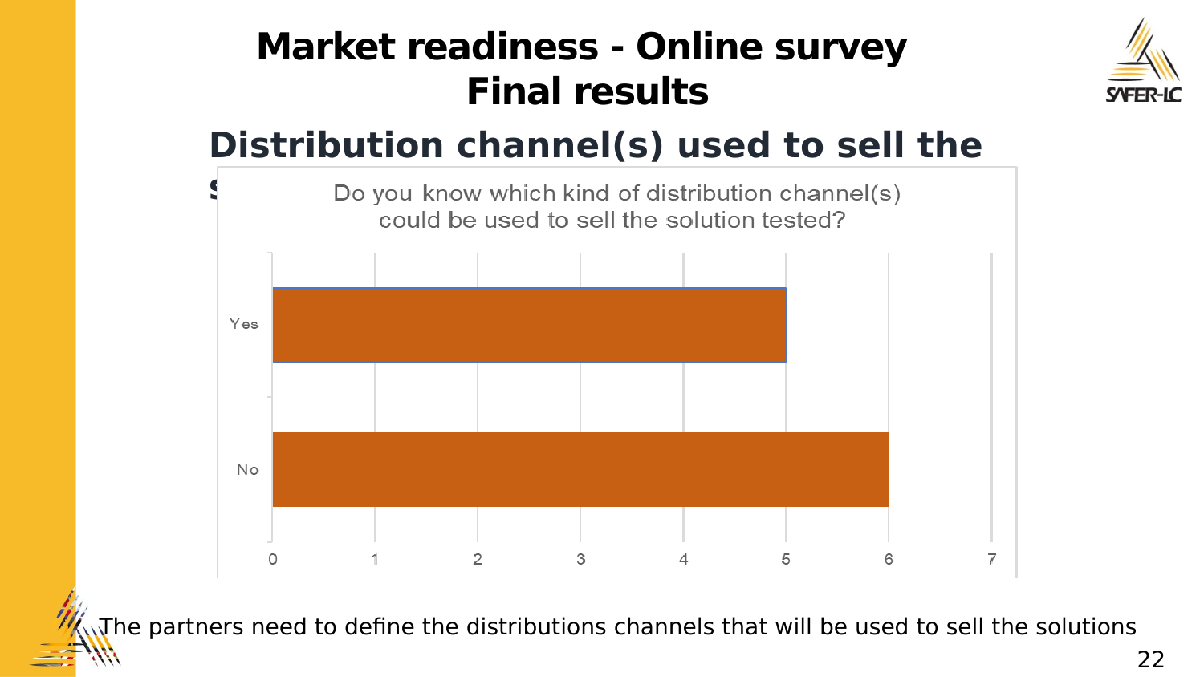# Market readiness - Online survey
# Final results

## Distribution channel(s) used to sell the s

Do you know which kind of distribution channel(s) could be used to sell the solution tested?

| Answer | Count |
|---|---|
| Yes | 5 |
| No | 6 |

The partners need to define the distributions channels that will be used to sell the solutions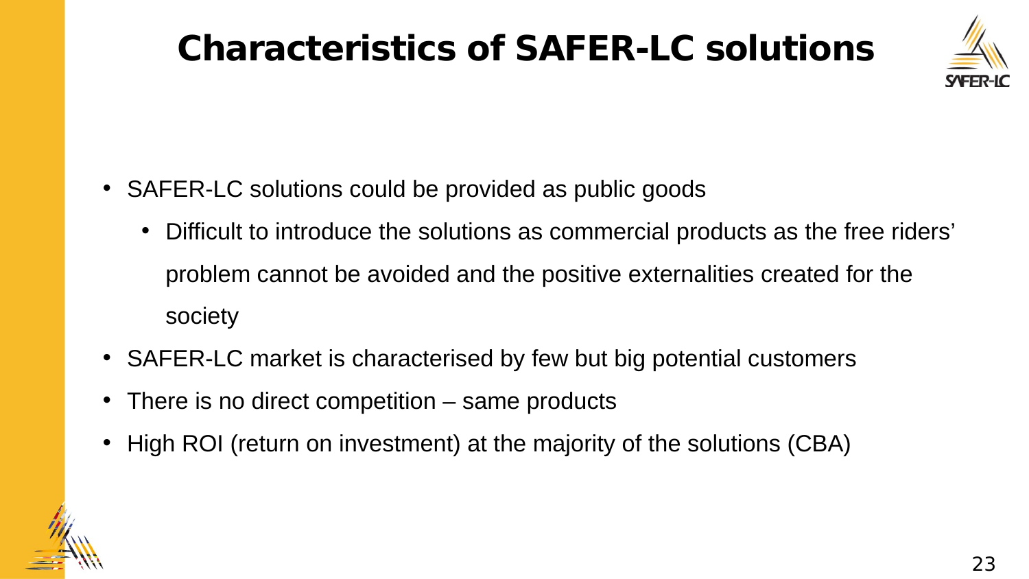# Characteristics of SAFER-LC solutions

- SAFER-LC solutions could be provided as public goods
  - Difficult to introduce the solutions as commercial products as the free riders' problem cannot be avoided and the positive externalities created for the society
- SAFER-LC market is characterised by few but big potential customers
- There is no direct competition – same products
- High ROI (return on investment) at the majority of the solutions (CBA)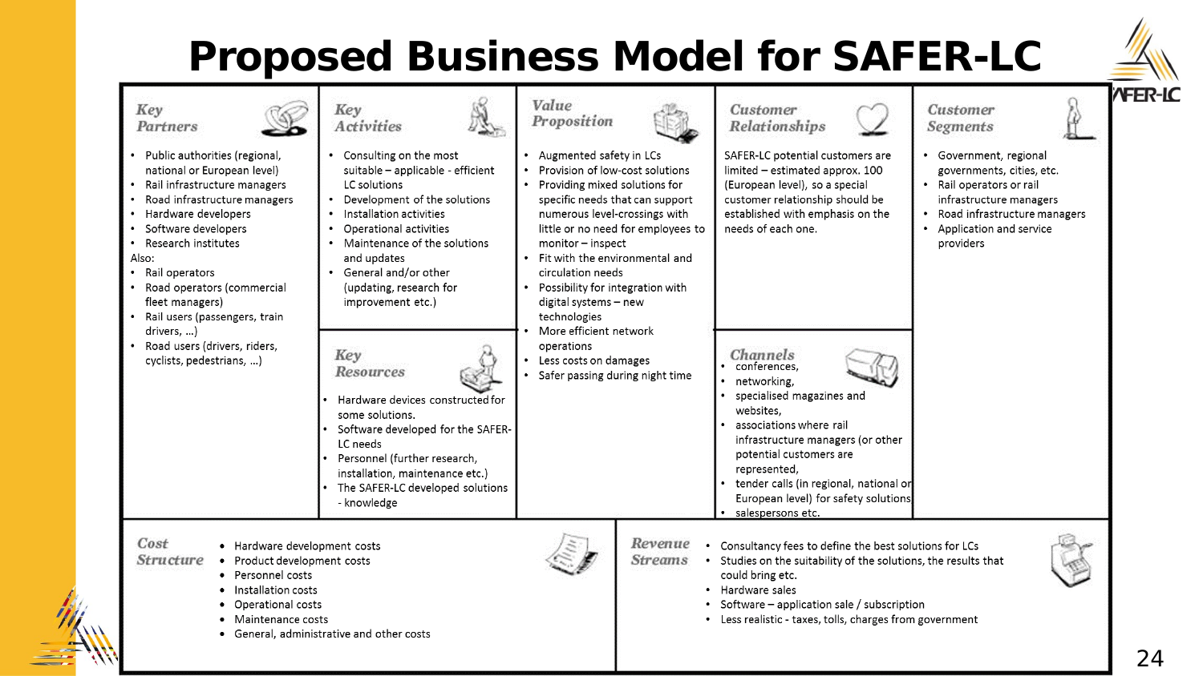# Proposed Business Model for SAFER-LC

### Key Partners

- Public authorities (regional, national or European level)
- Rail infrastructure managers
- Road infrastructure managers
- Hardware developers
- Software developers
- Research institutes

Also:

- Rail operators
- Road operators (commercial fleet managers)
- Rail users (passengers, train drivers, …)
- Road users (drivers, riders, cyclists, pedestrians, …)

### Key Activities

- Consulting on the most suitable – applicable - efficient LC solutions
- Development of the solutions
- Installation activities
- Operational activities
- Maintenance of the solutions and updates
- General and/or other (updating, research for improvement etc.)

### Key Resources

- Hardware devices constructed for some solutions.
- Software developed for the SAFER-LC needs
- Personnel (further research, installation, maintenance etc.)
- The SAFER-LC developed solutions - knowledge

### Value Proposition

- Augmented safety in LCs
- Provision of low-cost solutions
- Providing mixed solutions for specific needs that can support numerous level-crossings with little or no need for employees to monitor – inspect
- Fit with the environmental and circulation needs
- Possibility for integration with digital systems – new technologies
- More efficient network operations
- Less costs on damages
- Safer passing during night time

### Customer Relationships

SAFER-LC potential customers are limited – estimated approx. 100 (European level), so a special customer relationship should be established with emphasis on the needs of each one.

### Channels

- conferences,
- networking,
- specialised magazines and websites,
- associations where rail infrastructure managers (or other potential customers are represented,
- tender calls (in regional, national or European level) for safety solutions
- salespersons etc.

### Customer Segments

- Government, regional governments, cities, etc.
- Rail operators or rail infrastructure managers
- Road infrastructure managers
- Application and service providers

### Cost Structure

- Hardware development costs
- Product development costs
- Personnel costs
- Installation costs
- Operational costs
- Maintenance costs
- General, administrative and other costs

### Revenue Streams

- Consultancy fees to define the best solutions for LCs
- Studies on the suitability of the solutions, the results that could bring etc.
- Hardware sales
- Software – application sale / subscription
- Less realistic - taxes, tolls, charges from government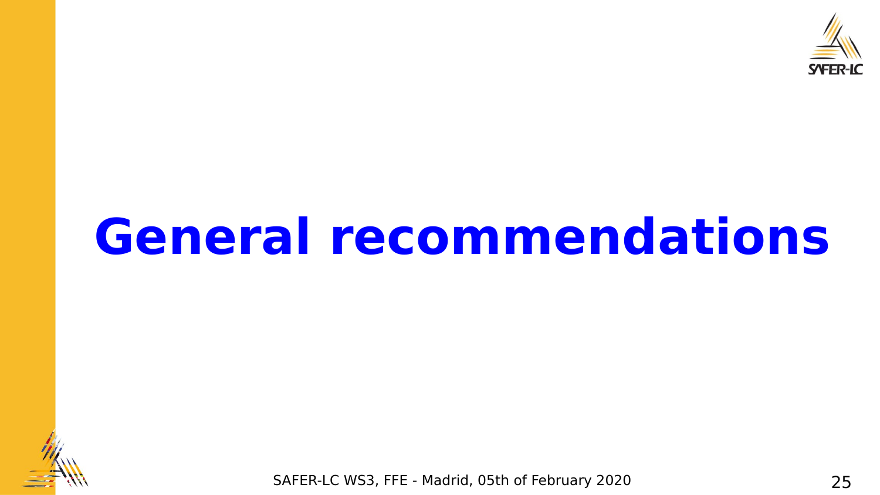# General recommendations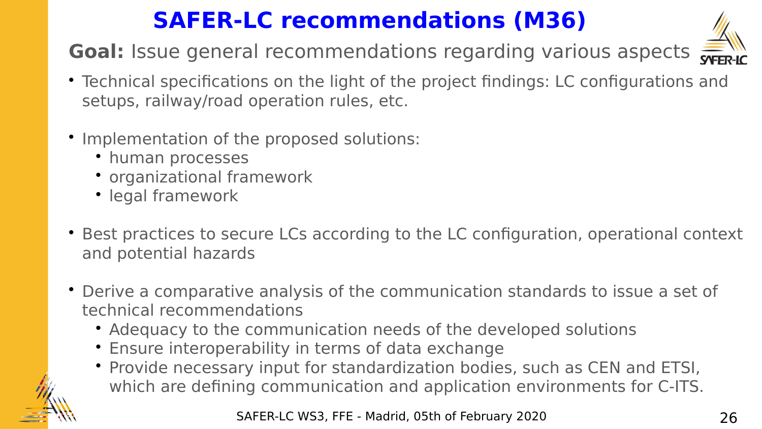# SAFER-LC recommendations (M36)

**Goal:** Issue general recommendations regarding various aspects

- Technical specifications on the light of the project findings: LC configurations and setups, railway/road operation rules, etc.

- Implementation of the proposed solutions:
  - human processes
  - organizational framework
  - legal framework

- Best practices to secure LCs according to the LC configuration, operational context and potential hazards

- Derive a comparative analysis of the communication standards to issue a set of technical recommendations
  - Adequacy to the communication needs of the developed solutions
  - Ensure interoperability in terms of data exchange
  - Provide necessary input for standardization bodies, such as CEN and ETSI, which are defining communication and application environments for C-ITS.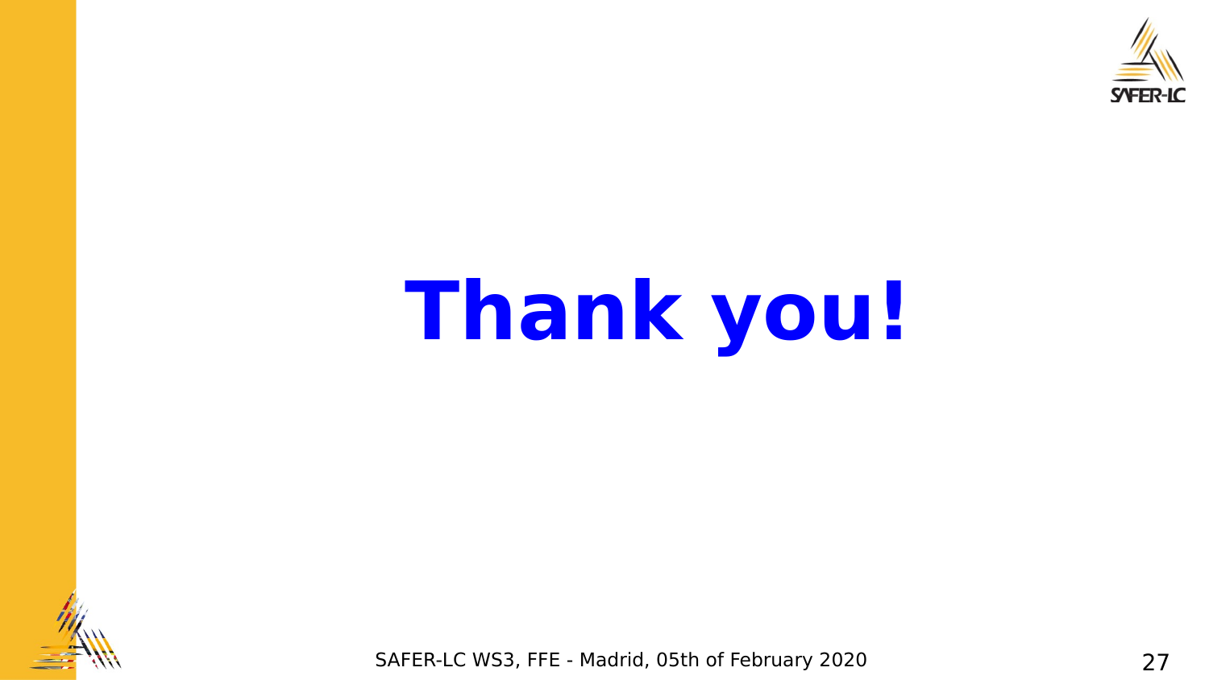# Thank you!